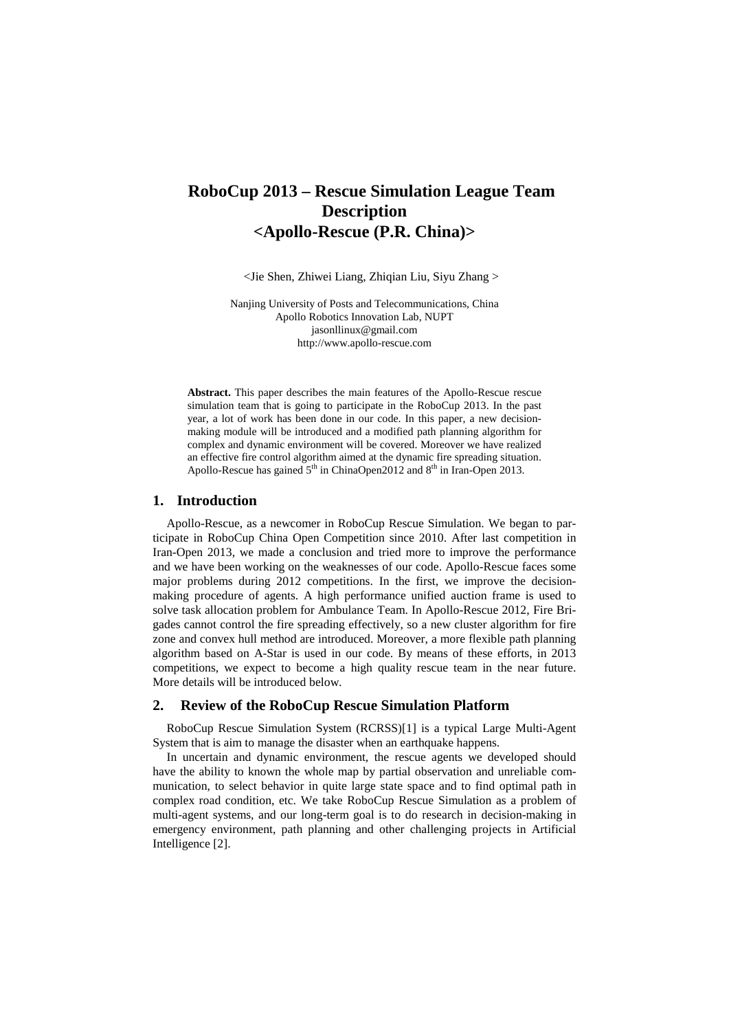# RoboCup 2013 – Rescue Simulation League Team Description <Apollo-Rescue (P.R. China)>

<Jie Shen, Zhiwei Liang, Zhiqian Liu, Siyu Zhang >

Nanjing University of Posts and Telecommunications, China
Apollo Robotics Innovation Lab, NUPT
jasonllinux@gmail.com
http://www.apollo-rescue.com

**Abstract.** This paper describes the main features of the Apollo-Rescue rescue simulation team that is going to participate in the RoboCup 2013. In the past year, a lot of work has been done in our code. In this paper, a new decision-making module will be introduced and a modified path planning algorithm for complex and dynamic environment will be covered. Moreover we have realized an effective fire control algorithm aimed at the dynamic fire spreading situation. Apollo-Rescue has gained 5th in ChinaOpen2012 and 8th in Iran-Open 2013.

## 1. Introduction

Apollo-Rescue, as a newcomer in RoboCup Rescue Simulation. We began to participate in RoboCup China Open Competition since 2010. After last competition in Iran-Open 2013, we made a conclusion and tried more to improve the performance and we have been working on the weaknesses of our code. Apollo-Rescue faces some major problems during 2012 competitions. In the first, we improve the decision-making procedure of agents. A high performance unified auction frame is used to solve task allocation problem for Ambulance Team. In Apollo-Rescue 2012, Fire Brigades cannot control the fire spreading effectively, so a new cluster algorithm for fire zone and convex hull method are introduced. Moreover, a more flexible path planning algorithm based on A-Star is used in our code. By means of these efforts, in 2013 competitions, we expect to become a high quality rescue team in the near future. More details will be introduced below.

## 2. Review of the RoboCup Rescue Simulation Platform

RoboCup Rescue Simulation System (RCRSS)[1] is a typical Large Multi-Agent System that is aim to manage the disaster when an earthquake happens.

In uncertain and dynamic environment, the rescue agents we developed should have the ability to known the whole map by partial observation and unreliable communication, to select behavior in quite large state space and to find optimal path in complex road condition, etc. We take RoboCup Rescue Simulation as a problem of multi-agent systems, and our long-term goal is to do research in decision-making in emergency environment, path planning and other challenging projects in Artificial Intelligence [2].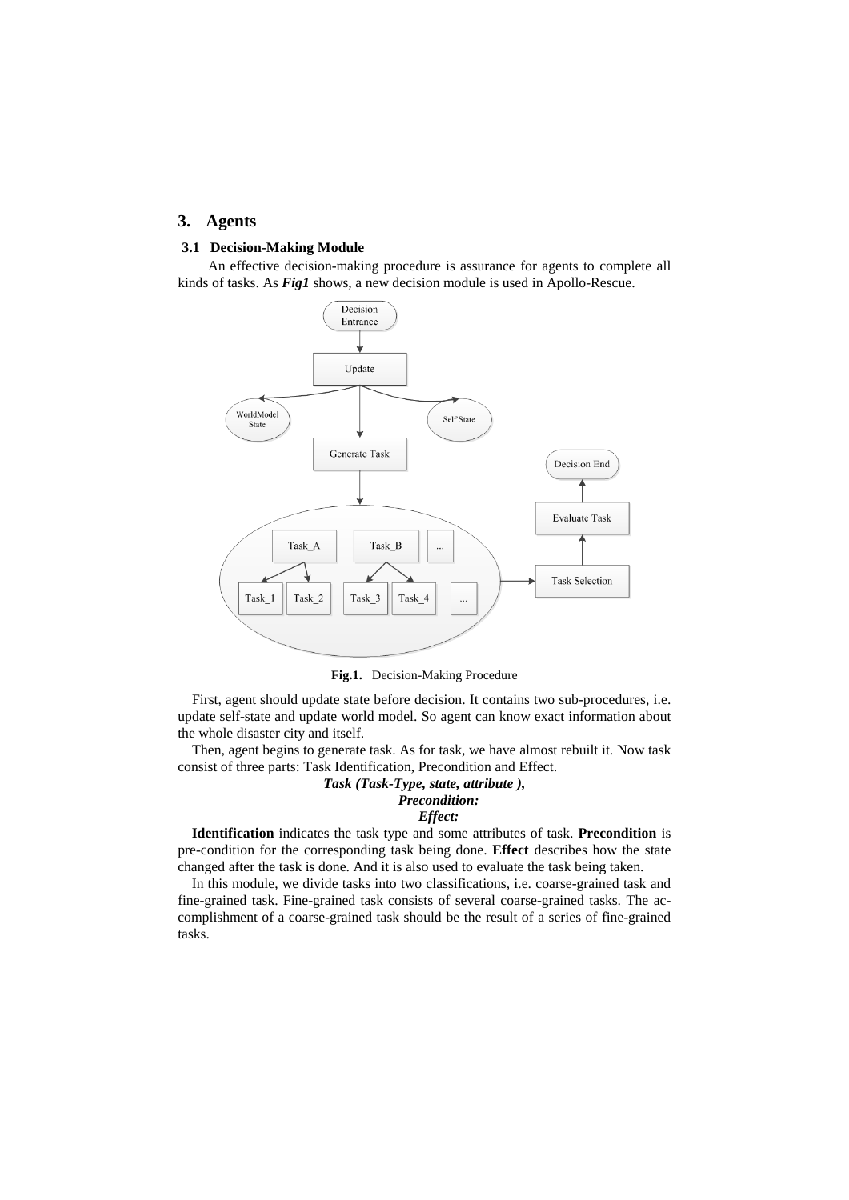# 3. Agents

## 3.1 Decision-Making Module

An effective decision-making procedure is assurance for agents to complete all kinds of tasks. As ***Fig1*** shows, a new decision module is used in Apollo-Rescue.

**Fig.1.** Decision-Making Procedure

First, agent should update state before decision. It contains two sub-procedures, i.e. update self-state and update world model. So agent can know exact information about the whole disaster city and itself.

Then, agent begins to generate task. As for task, we have almost rebuilt it. Now task consist of three parts: Task Identification, Precondition and Effect.

***Task (Task-Type, state, attribute ),***
***Precondition:***
***Effect:***

**Identification** indicates the task type and some attributes of task. **Precondition** is pre-condition for the corresponding task being done. **Effect** describes how the state changed after the task is done. And it is also used to evaluate the task being taken.

In this module, we divide tasks into two classifications, i.e. coarse-grained task and fine-grained task. Fine-grained task consists of several coarse-grained tasks. The accomplishment of a coarse-grained task should be the result of a series of fine-grained tasks.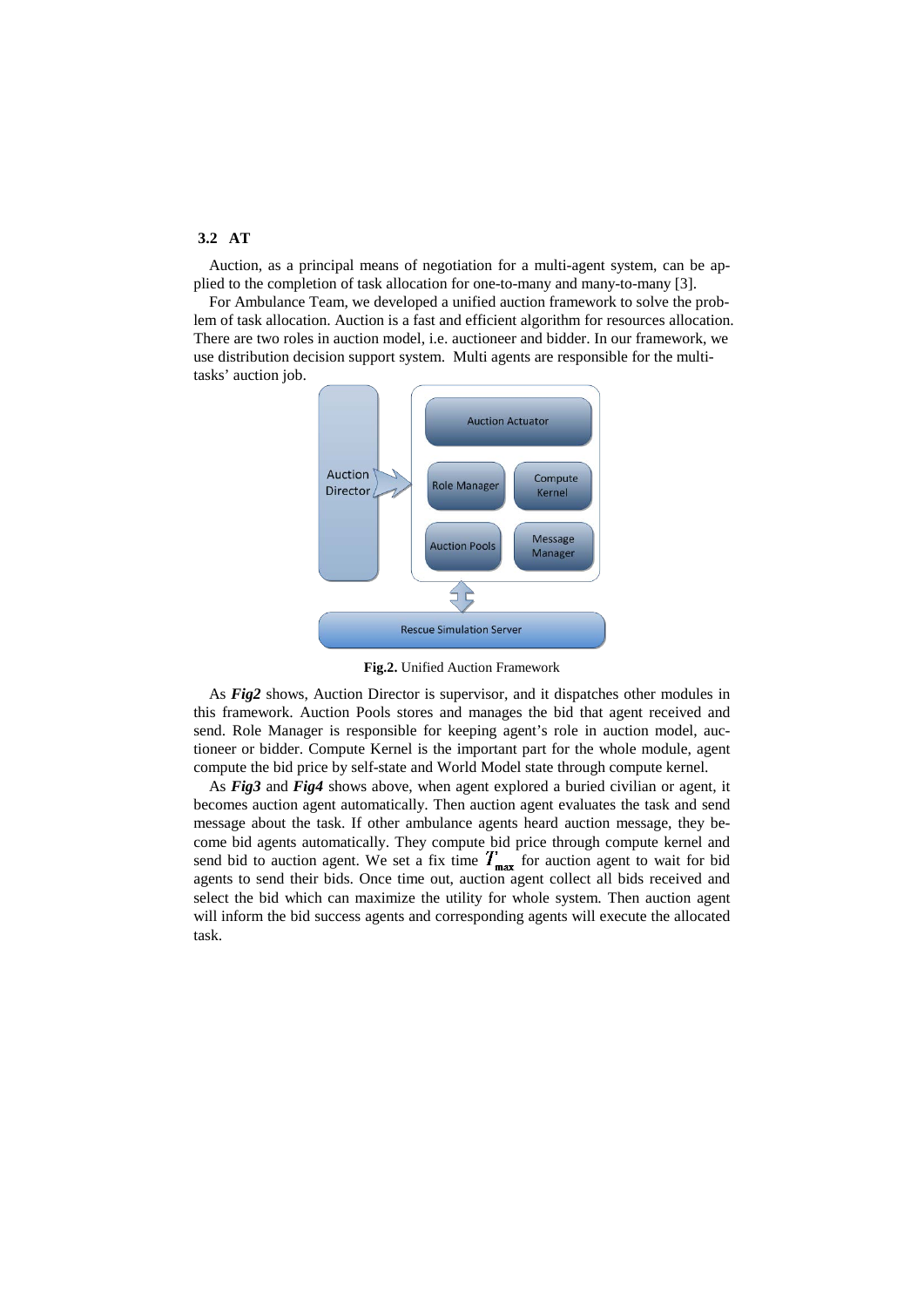### 3.2 AT

Auction, as a principal means of negotiation for a multi-agent system, can be applied to the completion of task allocation for one-to-many and many-to-many [3].

For Ambulance Team, we developed a unified auction framework to solve the problem of task allocation. Auction is a fast and efficient algorithm for resources allocation. There are two roles in auction model, i.e. auctioneer and bidder. In our framework, we use distribution decision support system. Multi agents are responsible for the multi-tasks' auction job.

**Fig.2.** Unified Auction Framework

As ***Fig2*** shows, Auction Director is supervisor, and it dispatches other modules in this framework. Auction Pools stores and manages the bid that agent received and send. Role Manager is responsible for keeping agent's role in auction model, auctioneer or bidder. Compute Kernel is the important part for the whole module, agent compute the bid price by self-state and World Model state through compute kernel.

As ***Fig3*** and ***Fig4*** shows above, when agent explored a buried civilian or agent, it becomes auction agent automatically. Then auction agent evaluates the task and send message about the task. If other ambulance agents heard auction message, they become bid agents automatically. They compute bid price through compute kernel and send bid to auction agent. We set a fix time $T_{\max}$ for auction agent to wait for bid agents to send their bids. Once time out, auction agent collect all bids received and select the bid which can maximize the utility for whole system. Then auction agent will inform the bid success agents and corresponding agents will execute the allocated task.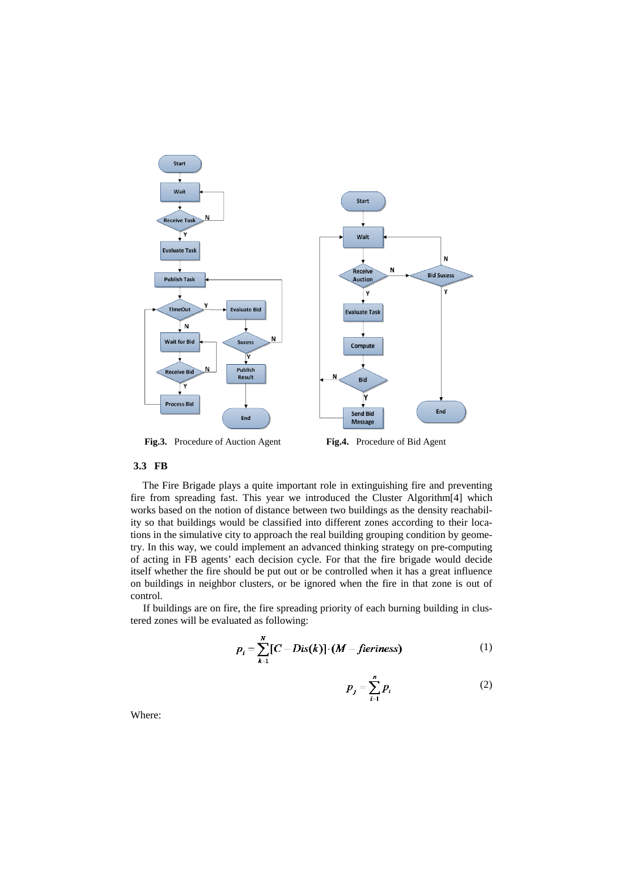**Fig.3.** Procedure of Auction Agent

**Fig.4.** Procedure of Bid Agent

### 3.3 FB

The Fire Brigade plays a quite important role in extinguishing fire and preventing fire from spreading fast. This year we introduced the Cluster Algorithm[4] which works based on the notion of distance between two buildings as the density reachability so that buildings would be classified into different zones according to their locations in the simulative city to approach the real building grouping condition by geometry. In this way, we could implement an advanced thinking strategy on pre-computing of acting in FB agents' each decision cycle. For that the fire brigade would decide itself whether the fire should be put out or be controlled when it has a great influence on buildings in neighbor clusters, or be ignored when the fire in that zone is out of control.

If buildings are on fire, the fire spreading priority of each burning building in clustered zones will be evaluated as following:

$$p_i = \sum_{k=1}^{N} [C - Dis(k)] \cdot (M - fieriness) \tag{1}$$

$$p_j = \sum_{i=1}^{n} p_i \tag{2}$$

Where: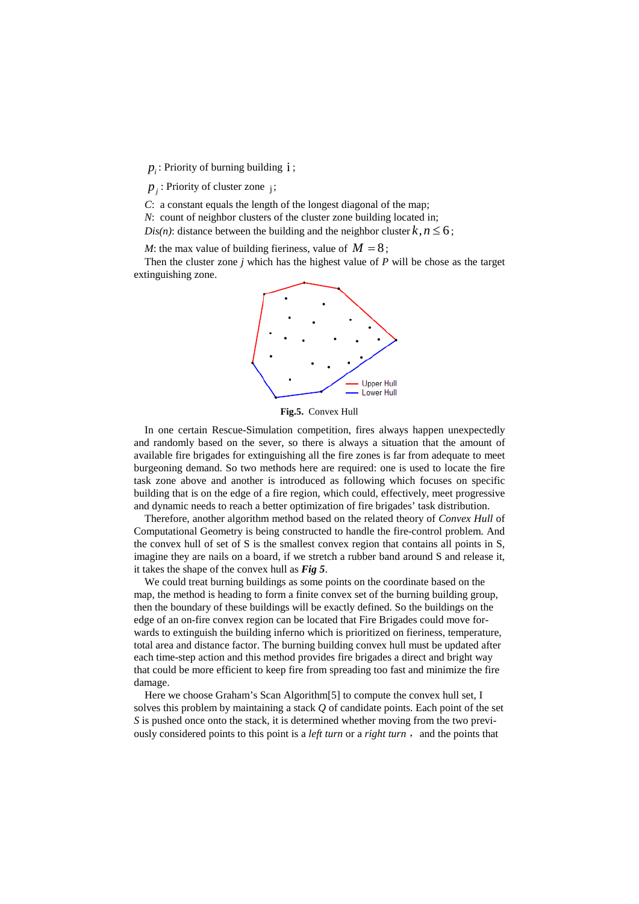$p_i$: Priority of burning building i;

$p_j$: Priority of cluster zone j;

*C*: a constant equals the length of the longest diagonal of the map;

*N*: count of neighbor clusters of the cluster zone building located in;

*Dis(n)*: distance between the building and the neighbor cluster $k, n \le 6$;

*M*: the max value of building fieriness, value of $M = 8$;

Then the cluster zone *j* which has the highest value of *P* will be chose as the target extinguishing zone.

**Fig.5.** Convex Hull

In one certain Rescue-Simulation competition, fires always happen unexpectedly and randomly based on the sever, so there is always a situation that the amount of available fire brigades for extinguishing all the fire zones is far from adequate to meet burgeoning demand. So two methods here are required: one is used to locate the fire task zone above and another is introduced as following which focuses on specific building that is on the edge of a fire region, which could, effectively, meet progressive and dynamic needs to reach a better optimization of fire brigades' task distribution.

Therefore, another algorithm method based on the related theory of *Convex Hull* of Computational Geometry is being constructed to handle the fire-control problem. And the convex hull of set of S is the smallest convex region that contains all points in S, imagine they are nails on a board, if we stretch a rubber band around S and release it, it takes the shape of the convex hull as ***Fig 5***.

We could treat burning buildings as some points on the coordinate based on the map, the method is heading to form a finite convex set of the burning building group, then the boundary of these buildings will be exactly defined. So the buildings on the edge of an on-fire convex region can be located that Fire Brigades could move forwards to extinguish the building inferno which is prioritized on fieriness, temperature, total area and distance factor. The burning building convex hull must be updated after each time-step action and this method provides fire brigades a direct and bright way that could be more efficient to keep fire from spreading too fast and minimize the fire damage.

Here we choose Graham's Scan Algorithm[5] to compute the convex hull set, I solves this problem by maintaining a stack *Q* of candidate points. Each point of the set *S* is pushed once onto the stack, it is determined whether moving from the two previously considered points to this point is a *left turn* or a *right turn*， and the points that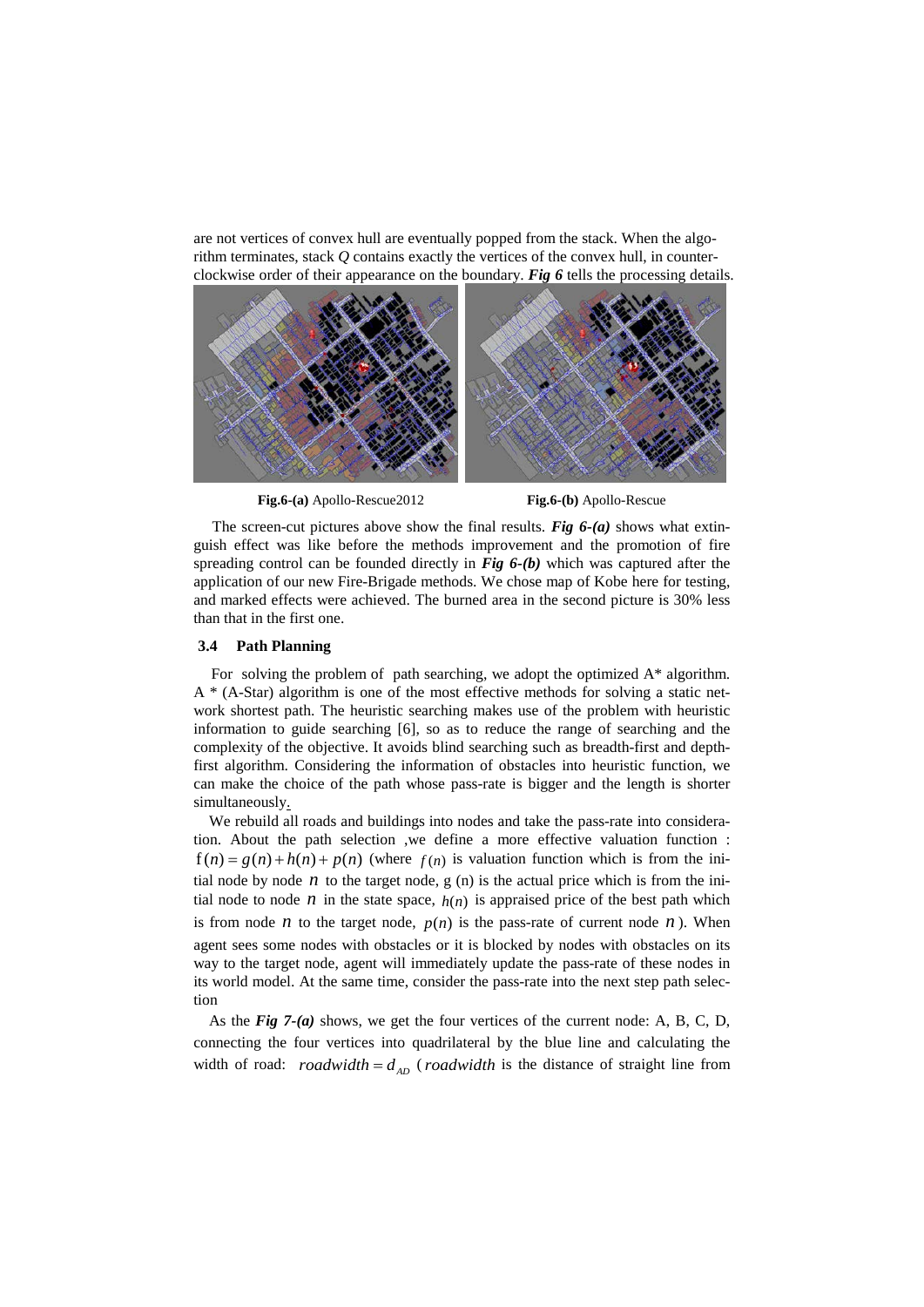are not vertices of convex hull are eventually popped from the stack. When the algorithm terminates, stack *Q* contains exactly the vertices of the convex hull, in counterclockwise order of their appearance on the boundary. ***Fig 6*** tells the processing details.

**Fig.6-(a)** Apollo-Rescue2012 **Fig.6-(b)** Apollo-Rescue

The screen-cut pictures above show the final results. ***Fig 6-(a)*** shows what extinguish effect was like before the methods improvement and the promotion of fire spreading control can be founded directly in ***Fig 6-(b)*** which was captured after the application of our new Fire-Brigade methods. We chose map of Kobe here for testing, and marked effects were achieved. The burned area in the second picture is 30% less than that in the first one.

### 3.4 Path Planning

For solving the problem of path searching, we adopt the optimized A* algorithm. A * (A-Star) algorithm is one of the most effective methods for solving a static network shortest path. The heuristic searching makes use of the problem with heuristic information to guide searching [6], so as to reduce the range of searching and the complexity of the objective. It avoids blind searching such as breadth-first and depth-first algorithm. Considering the information of obstacles into heuristic function, we can make the choice of the path whose pass-rate is bigger and the length is shorter simultaneously.

We rebuild all roads and buildings into nodes and take the pass-rate into consideration. About the path selection ,we define a more effective valuation function : $f(n) = g(n) + h(n) + p(n)$ (where $f(n)$ is valuation function which is from the initial node by node $n$ to the target node, g (n) is the actual price which is from the initial node to node $n$ in the state space, $h(n)$ is appraised price of the best path which is from node $n$ to the target node, $p(n)$ is the pass-rate of current node $n$ ). When agent sees some nodes with obstacles or it is blocked by nodes with obstacles on its way to the target node, agent will immediately update the pass-rate of these nodes in its world model. At the same time, consider the pass-rate into the next step path selection

As the ***Fig 7-(a)*** shows, we get the four vertices of the current node: A, B, C, D, connecting the four vertices into quadrilateral by the blue line and calculating the width of road: $roadwidth = d_{AD}$ ( $roadwidth$ is the distance of straight line from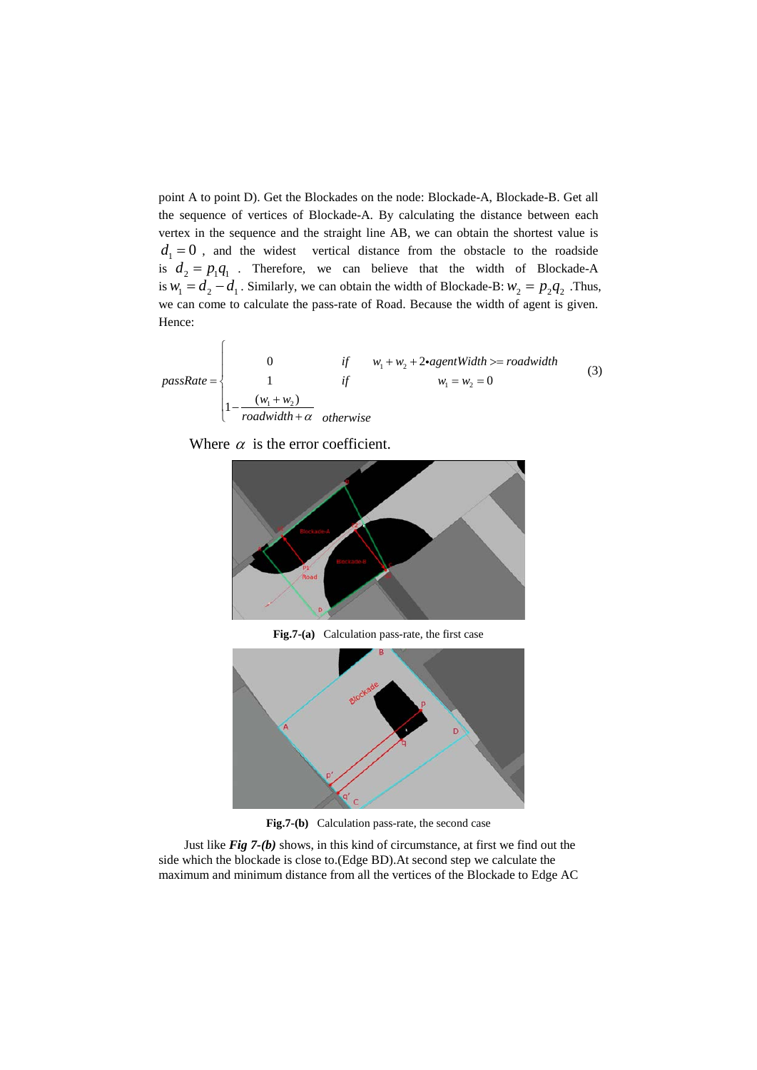point A to point D). Get the Blockades on the node: Blockade-A, Blockade-B. Get all the sequence of vertices of Blockade-A. By calculating the distance between each vertex in the sequence and the straight line AB, we can obtain the shortest value is $d_1 = 0$, and the widest vertical distance from the obstacle to the roadside is $d_2 = p_1 q_1$. Therefore, we can believe that the width of Blockade-A is $w_1 = d_2 - d_1$. Similarly, we can obtain the width of Blockade-B: $w_2 = p_2 q_2$. Thus, we can come to calculate the pass-rate of Road. Because the width of agent is given. Hence:

$$passRate = \begin{cases} 0 & if \quad w_1 + w_2 + 2 \bullet agentWidth >= roadwidth \\ 1 & if \quad w_1 = w_2 = 0 \\ 1 - \dfrac{(w_1 + w_2)}{roadwidth + \alpha} & otherwise \end{cases} \tag{3}$$

Where $\alpha$ is the error coefficient.

**Fig.7-(a)** Calculation pass-rate, the first case

**Fig.7-(b)** Calculation pass-rate, the second case

Just like ***Fig 7-(b)*** shows, in this kind of circumstance, at first we find out the side which the blockade is close to.(Edge BD).At second step we calculate the maximum and minimum distance from all the vertices of the Blockade to Edge AC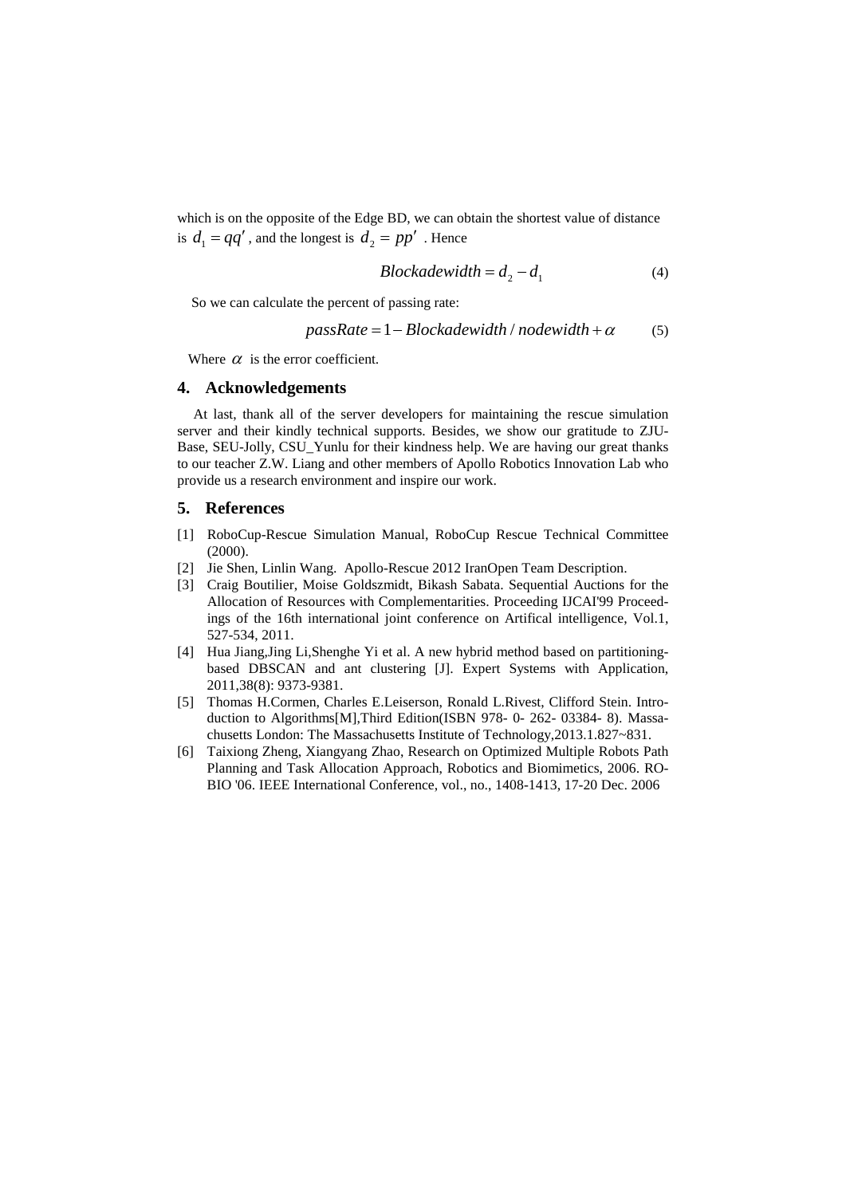which is on the opposite of the Edge BD, we can obtain the shortest value of distance is $d_1 = qq'$, and the longest is $d_2 = pp'$. Hence

$$Blockadewidth = d_2 - d_1 \tag{4}$$

So we can calculate the percent of passing rate:

$$passRate = 1 - Blockadewidth / nodewidth + \alpha \tag{5}$$

Where $\alpha$ is the error coefficient.

## 4. Acknowledgements

At last, thank all of the server developers for maintaining the rescue simulation server and their kindly technical supports. Besides, we show our gratitude to ZJU-Base, SEU-Jolly, CSU_Yunlu for their kindness help. We are having our great thanks to our teacher Z.W. Liang and other members of Apollo Robotics Innovation Lab who provide us a research environment and inspire our work.

## 5. References

[1] RoboCup-Rescue Simulation Manual, RoboCup Rescue Technical Committee (2000).

[2] Jie Shen, Linlin Wang. Apollo-Rescue 2012 IranOpen Team Description.

[3] Craig Boutilier, Moise Goldszmidt, Bikash Sabata. Sequential Auctions for the Allocation of Resources with Complementarities. Proceeding IJCAI'99 Proceedings of the 16th international joint conference on Artifical intelligence, Vol.1, 527-534, 2011.

[4] Hua Jiang,Jing Li,Shenghe Yi et al. A new hybrid method based on partitioning-based DBSCAN and ant clustering [J]. Expert Systems with Application, 2011,38(8): 9373-9381.

[5] Thomas H.Cormen, Charles E.Leiserson, Ronald L.Rivest, Clifford Stein. Introduction to Algorithms[M],Third Edition(ISBN 978- 0- 262- 03384- 8). Massachusetts London: The Massachusetts Institute of Technology,2013.1.827~831.

[6] Taixiong Zheng, Xiangyang Zhao, Research on Optimized Multiple Robots Path Planning and Task Allocation Approach, Robotics and Biomimetics, 2006. ROBIO '06. IEEE International Conference, vol., no., 1408-1413, 17-20 Dec. 2006